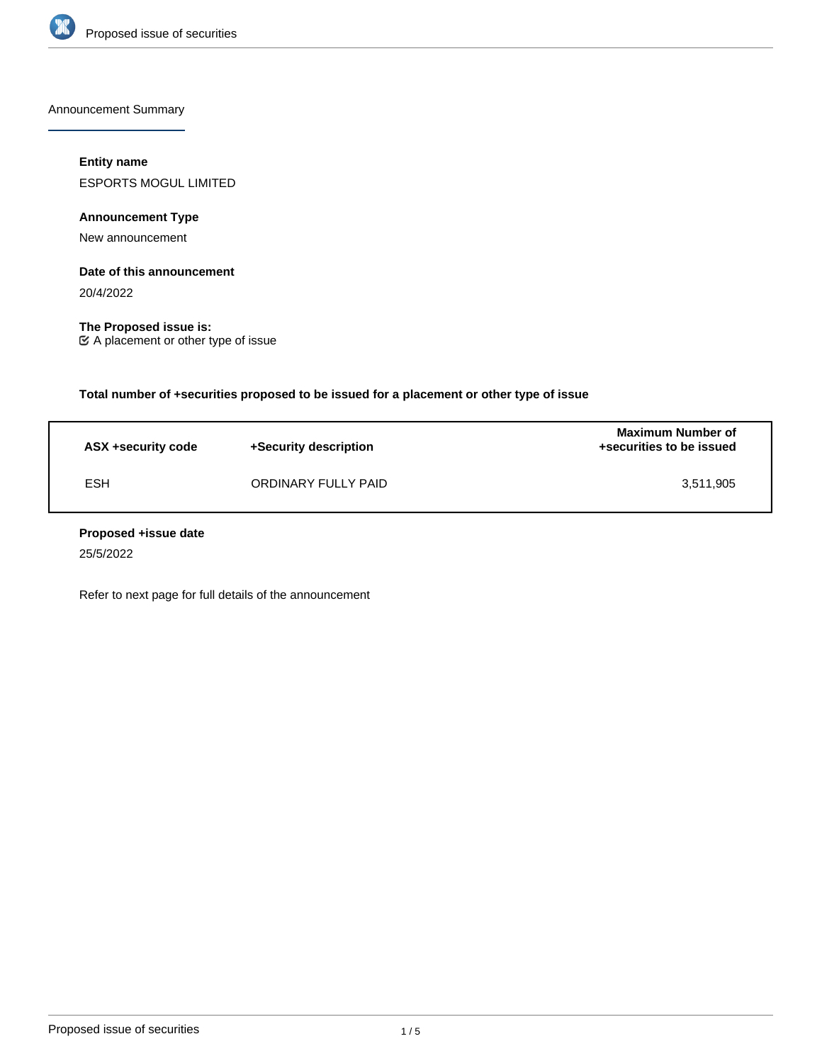Announcement Summary

**Entity name**

ESPORTS MOGUL LIMITED

**Announcement Type**

New announcement

**Date of this announcement**

20/4/2022

**The Proposed issue is:**

☑ A placement or other type of issue

**Total number of +securities proposed to be issued for a placement or other type of issue**

| ASX +security code | +Security description | Maximum Number of +securities to be issued |
|---|---|---|
| ESH | ORDINARY FULLY PAID | 3,511,905 |

**Proposed +issue date**

25/5/2022

Refer to next page for full details of the announcement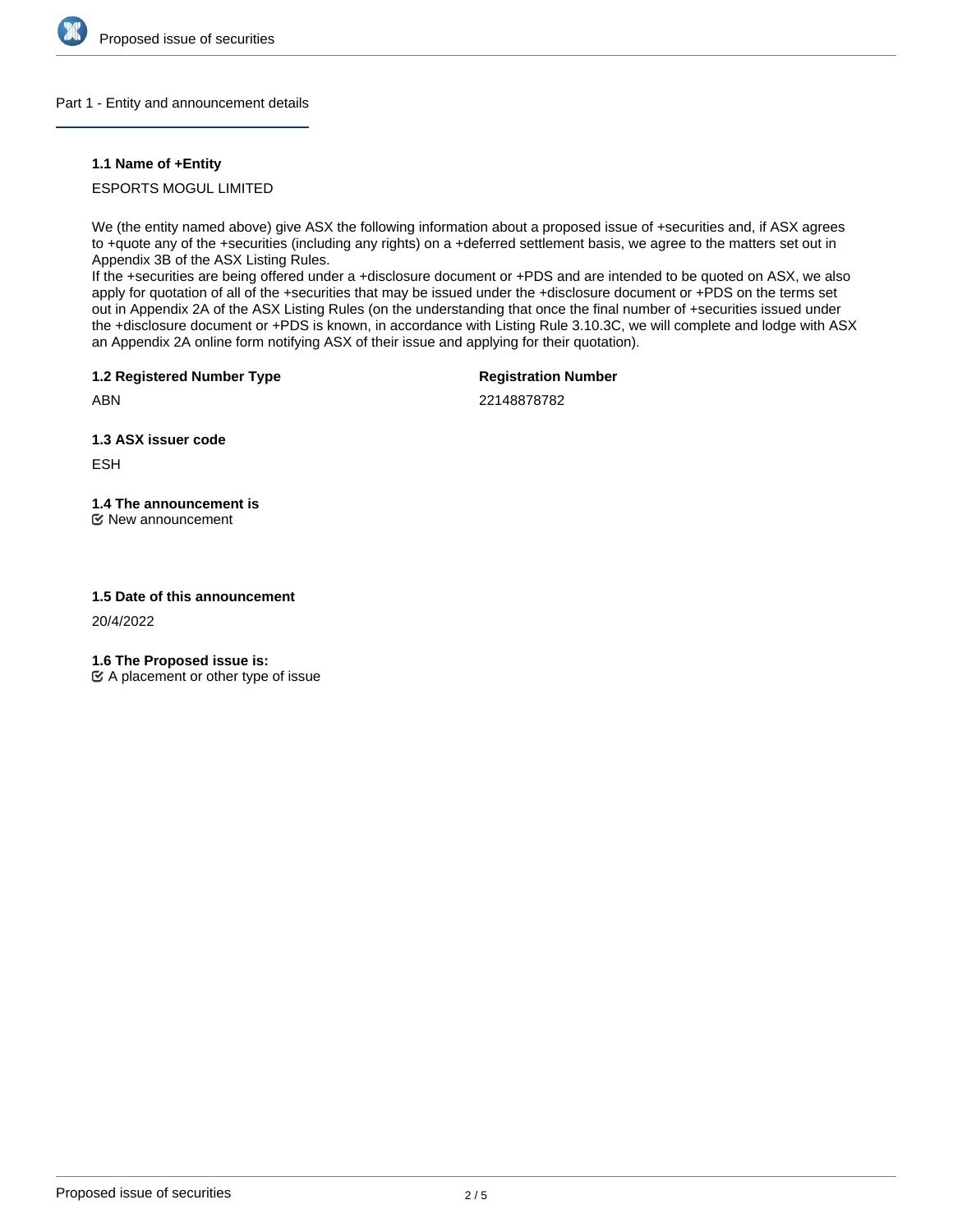## Part 1 - Entity and announcement details

### 1.1 Name of +Entity

ESPORTS MOGUL LIMITED

We (the entity named above) give ASX the following information about a proposed issue of +securities and, if ASX agrees to +quote any of the +securities (including any rights) on a +deferred settlement basis, we agree to the matters set out in Appendix 3B of the ASX Listing Rules.
If the +securities are being offered under a +disclosure document or +PDS and are intended to be quoted on ASX, we also apply for quotation of all of the +securities that may be issued under the +disclosure document or +PDS on the terms set out in Appendix 2A of the ASX Listing Rules (on the understanding that once the final number of +securities issued under the +disclosure document or +PDS is known, in accordance with Listing Rule 3.10.3C, we will complete and lodge with ASX an Appendix 2A online form notifying ASX of their issue and applying for their quotation).

**1.2 Registered Number Type**

ABN

**Registration Number**

22148878782

**1.3 ASX issuer code**

ESH

**1.4 The announcement is**

☑ New announcement

**1.5 Date of this announcement**

20/4/2022

**1.6 The Proposed issue is:**

☑ A placement or other type of issue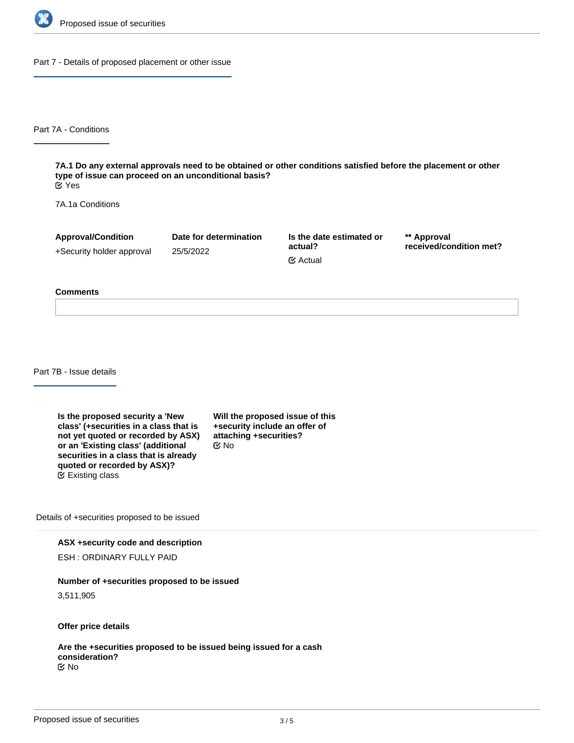## Part 7 - Details of proposed placement or other issue

### Part 7A - Conditions

**7A.1 Do any external approvals need to be obtained or other conditions satisfied before the placement or other type of issue can proceed on an unconditional basis?**

Yes

7A.1a Conditions

| Approval/Condition | Date for determination | Is the date estimated or actual? | ** Approval received/condition met? |
| --- | --- | --- | --- |
| +Security holder approval | 25/5/2022 | Actual | |

**Comments**

### Part 7B - Issue details

**Is the proposed security a 'New class' (+securities in a class that is not yet quoted or recorded by ASX) or an 'Existing class' (additional securities in a class that is already quoted or recorded by ASX)?**

Existing class

**Will the proposed issue of this +security include an offer of attaching +securities?**

No

Details of +securities proposed to be issued

**ASX +security code and description**

ESH : ORDINARY FULLY PAID

**Number of +securities proposed to be issued**

3,511,905

**Offer price details**

**Are the +securities proposed to be issued being issued for a cash consideration?**

No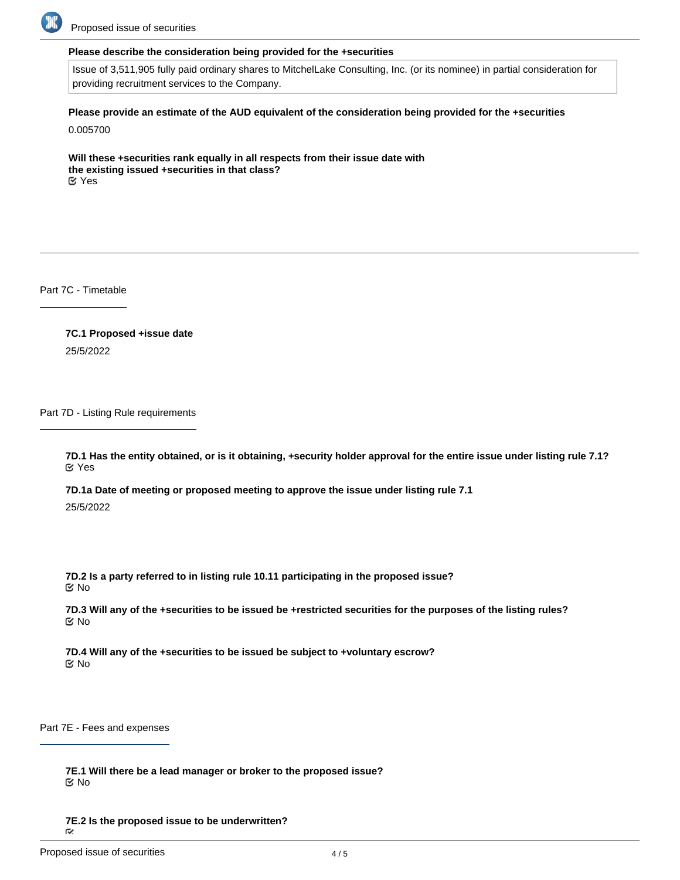**Please describe the consideration being provided for the +securities**

Issue of 3,511,905 fully paid ordinary shares to MitchelLake Consulting, Inc. (or its nominee) in partial consideration for providing recruitment services to the Company.

**Please provide an estimate of the AUD equivalent of the consideration being provided for the +securities**

0.005700

**Will these +securities rank equally in all respects from their issue date with the existing issued +securities in that class?**

Yes

## Part 7C - Timetable

**7C.1 Proposed +issue date**

25/5/2022

## Part 7D - Listing Rule requirements

**7D.1 Has the entity obtained, or is it obtaining, +security holder approval for the entire issue under listing rule 7.1?**

Yes

**7D.1a Date of meeting or proposed meeting to approve the issue under listing rule 7.1**

25/5/2022

**7D.2 Is a party referred to in listing rule 10.11 participating in the proposed issue?**

No

**7D.3 Will any of the +securities to be issued be +restricted securities for the purposes of the listing rules?**

No

**7D.4 Will any of the +securities to be issued be subject to +voluntary escrow?**

No

## Part 7E - Fees and expenses

**7E.1 Will there be a lead manager or broker to the proposed issue?**

No

**7E.2 Is the proposed issue to be underwritten?**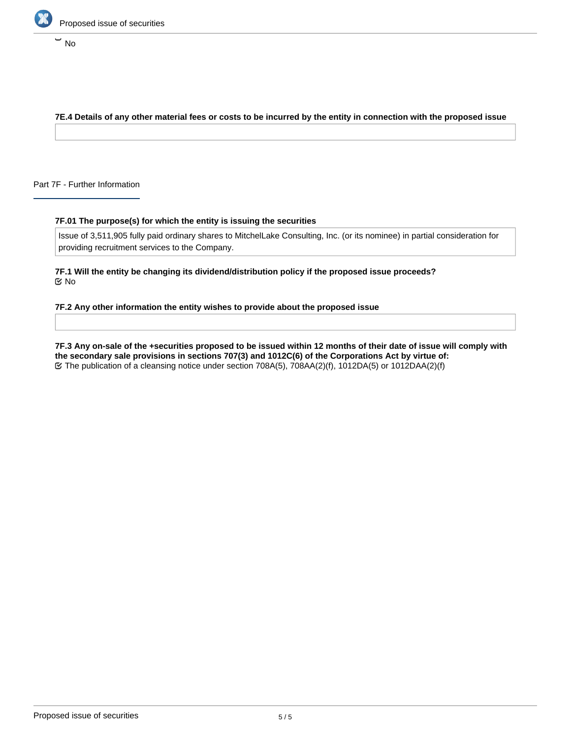No

**7E.4 Details of any other material fees or costs to be incurred by the entity in connection with the proposed issue**

## Part 7F - Further Information

**7F.01 The purpose(s) for which the entity is issuing the securities**

Issue of 3,511,905 fully paid ordinary shares to MitchelLake Consulting, Inc. (or its nominee) in partial consideration for providing recruitment services to the Company.

**7F.1 Will the entity be changing its dividend/distribution policy if the proposed issue proceeds?**

No

**7F.2 Any other information the entity wishes to provide about the proposed issue**

**7F.3 Any on-sale of the +securities proposed to be issued within 12 months of their date of issue will comply with the secondary sale provisions in sections 707(3) and 1012C(6) of the Corporations Act by virtue of:**

The publication of a cleansing notice under section 708A(5), 708AA(2)(f), 1012DA(5) or 1012DAA(2)(f)